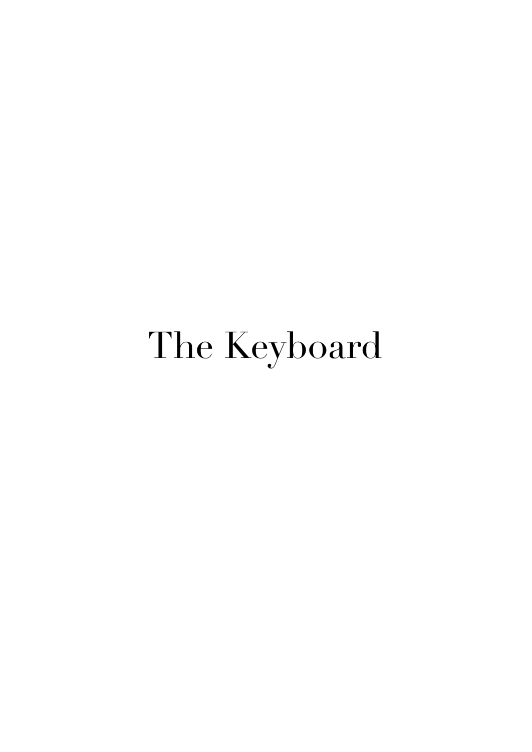# The Keyboard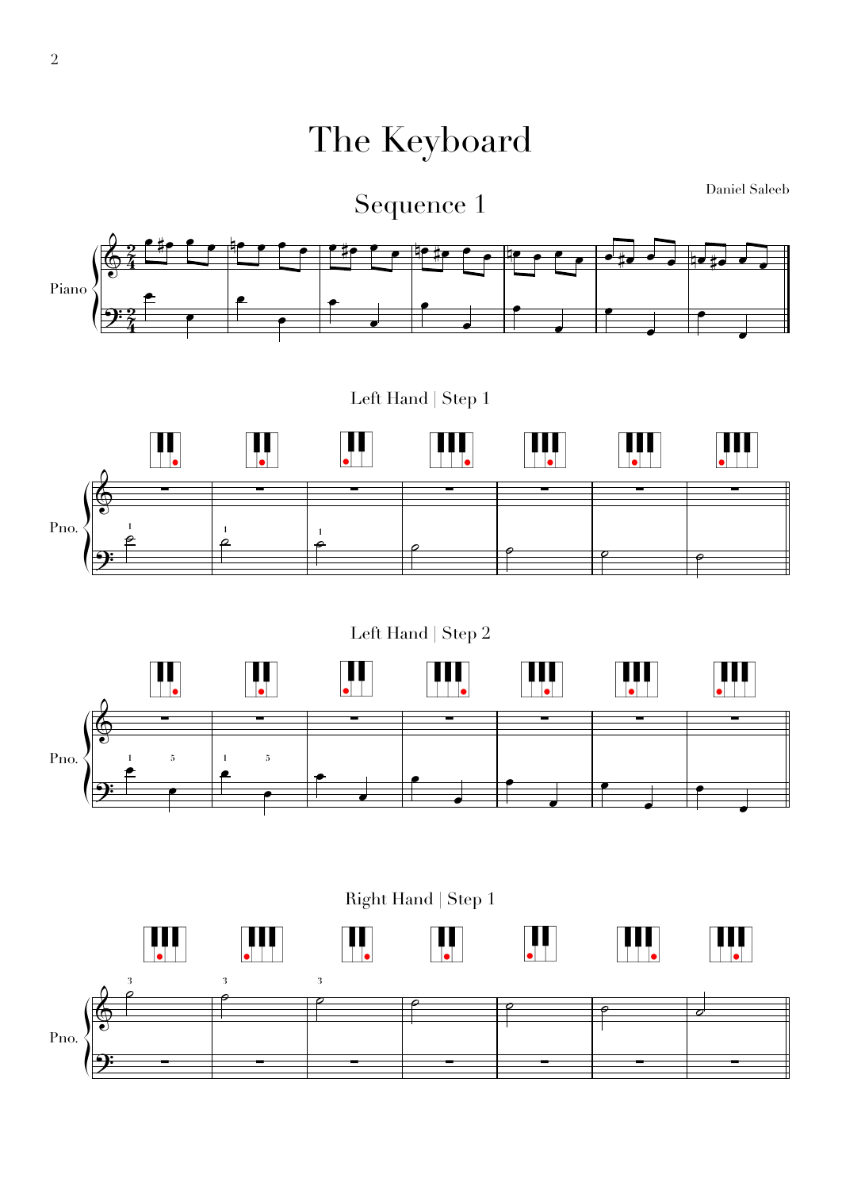# The Keyboard

Daniel Saleeb

## Sequence 1

Piano

### Left Hand | Step 1

Pno.

### Left Hand | Step 2

Pno.

### Right Hand | Step 1

Pno.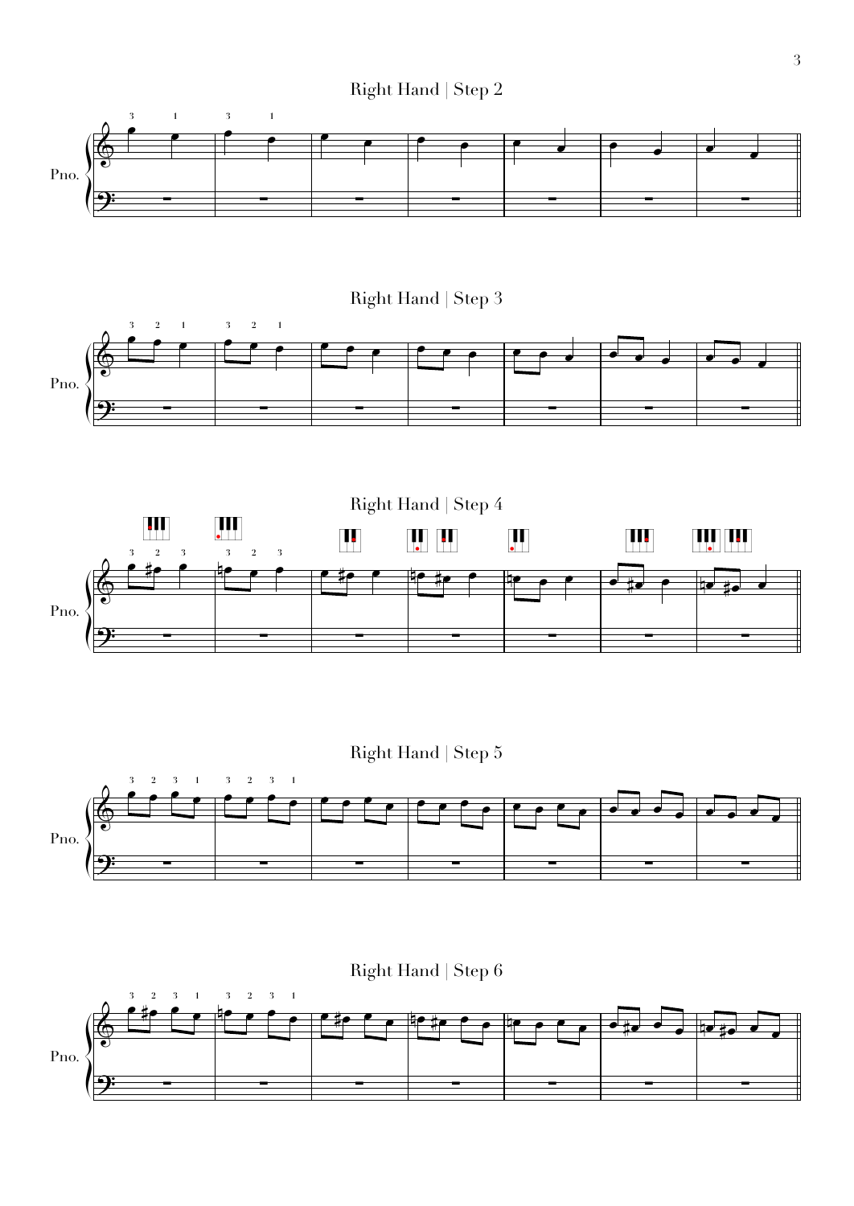## Right Hand | Step 2

## Right Hand | Step 3

## Right Hand | Step 4

## Right Hand | Step 5

## Right Hand | Step 6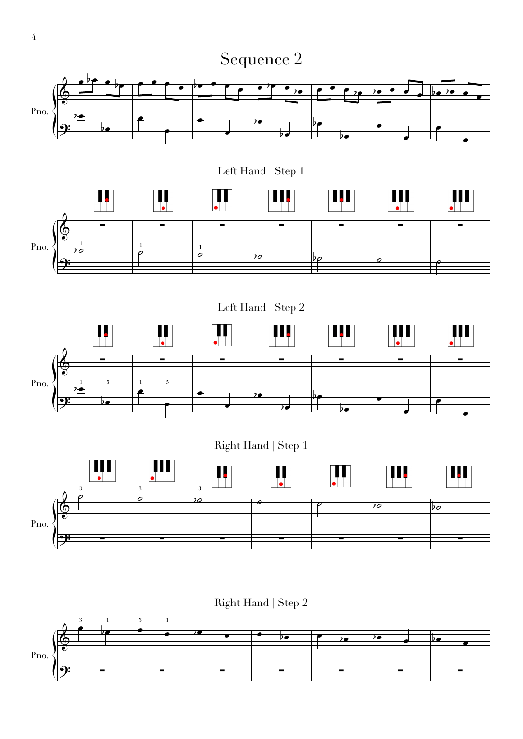# Sequence 2

Left Hand | Step 1

Left Hand | Step 2

Right Hand | Step 1

Right Hand | Step 2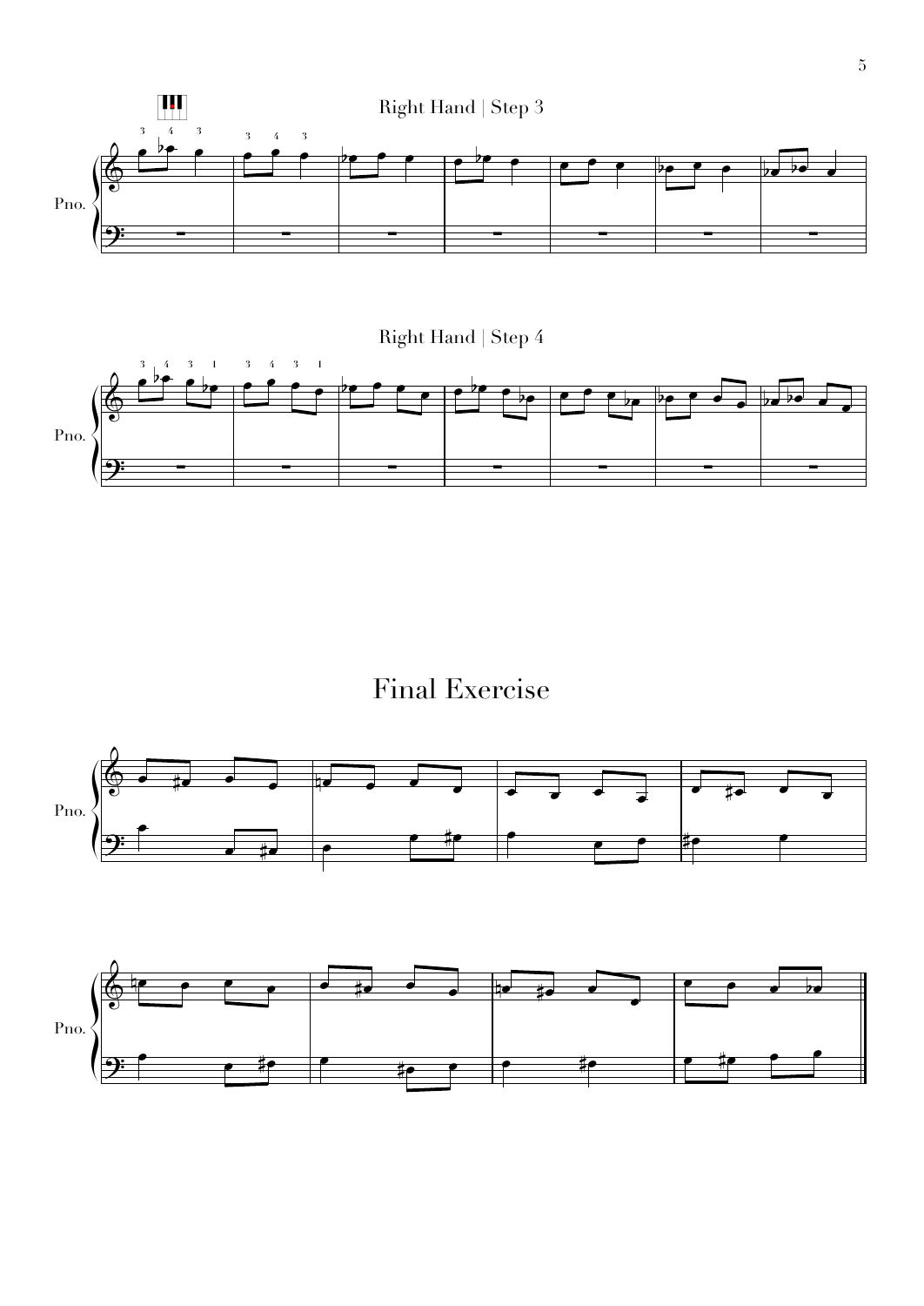Right Hand | Step 3

Right Hand | Step 4

## Final Exercise